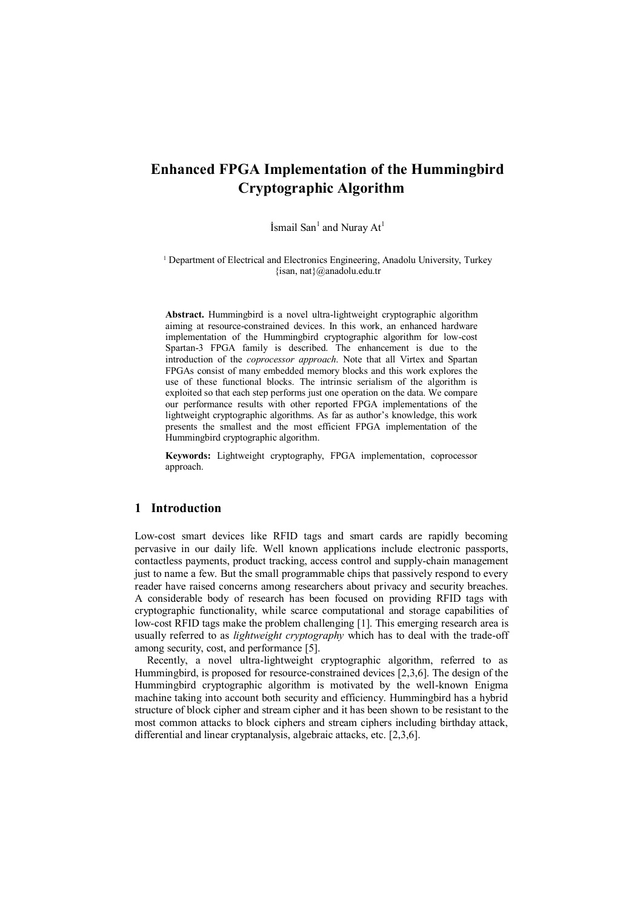# Enhanced FPGA Implementation of the Hummingbird Cryptographic Algorithm

İsmail San[1] and Nuray At[1]

[1] Department of Electrical and Electronics Engineering, Anadolu University, Turkey
{isan, nat}@anadolu.edu.tr

**Abstract.** Hummingbird is a novel ultra-lightweight cryptographic algorithm aiming at resource-constrained devices. In this work, an enhanced hardware implementation of the Hummingbird cryptographic algorithm for low-cost Spartan-3 FPGA family is described. The enhancement is due to the introduction of the *coprocessor approach*. Note that all Virtex and Spartan FPGAs consist of many embedded memory blocks and this work explores the use of these functional blocks. The intrinsic serialism of the algorithm is exploited so that each step performs just one operation on the data. We compare our performance results with other reported FPGA implementations of the lightweight cryptographic algorithms. As far as author's knowledge, this work presents the smallest and the most efficient FPGA implementation of the Hummingbird cryptographic algorithm.

**Keywords:** Lightweight cryptography, FPGA implementation, coprocessor approach.

## 1 Introduction

Low-cost smart devices like RFID tags and smart cards are rapidly becoming pervasive in our daily life. Well known applications include electronic passports, contactless payments, product tracking, access control and supply-chain management just to name a few. But the small programmable chips that passively respond to every reader have raised concerns among researchers about privacy and security breaches. A considerable body of research has been focused on providing RFID tags with cryptographic functionality, while scarce computational and storage capabilities of low-cost RFID tags make the problem challenging [1]. This emerging research area is usually referred to as *lightweight cryptography* which has to deal with the trade-off among security, cost, and performance [5].

Recently, a novel ultra-lightweight cryptographic algorithm, referred to as Hummingbird, is proposed for resource-constrained devices [2,3,6]. The design of the Hummingbird cryptographic algorithm is motivated by the well-known Enigma machine taking into account both security and efficiency. Hummingbird has a hybrid structure of block cipher and stream cipher and it has been shown to be resistant to the most common attacks to block ciphers and stream ciphers including birthday attack, differential and linear cryptanalysis, algebraic attacks, etc. [2,3,6].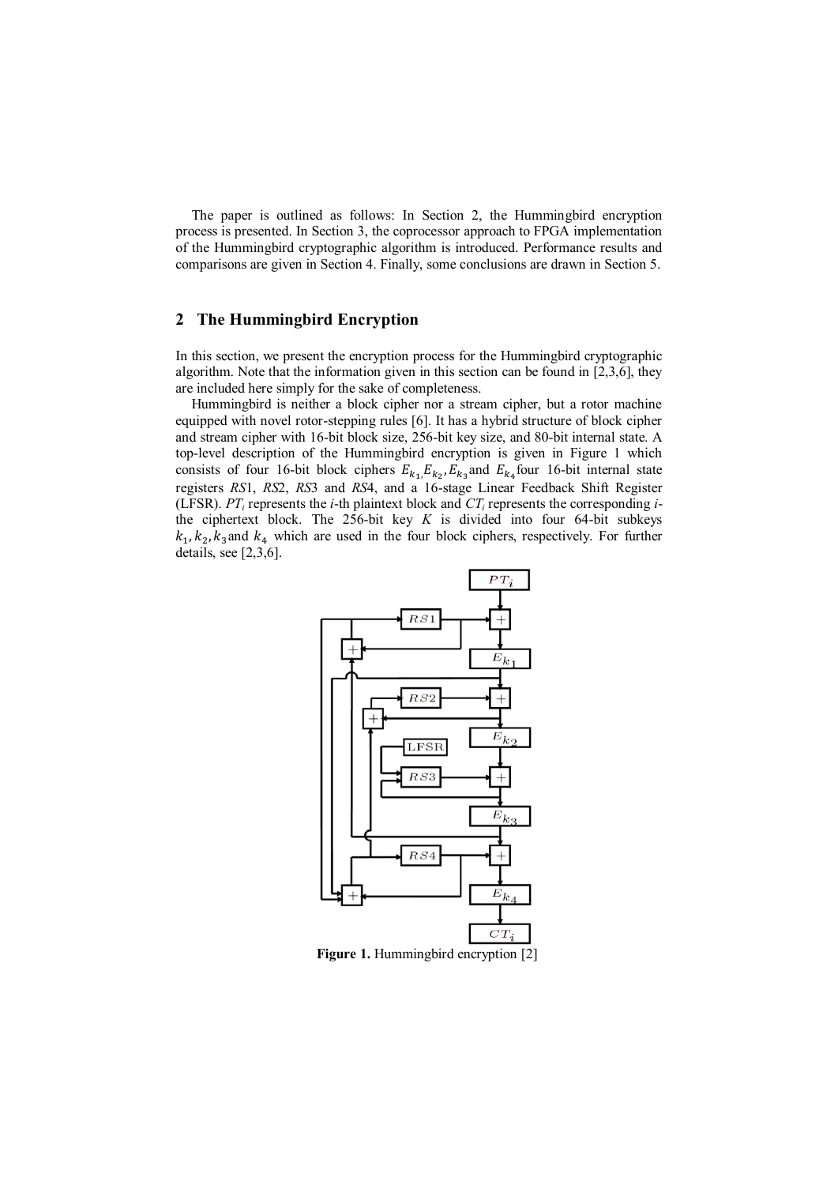The paper is outlined as follows: In Section 2, the Hummingbird encryption process is presented. In Section 3, the coprocessor approach to FPGA implementation of the Hummingbird cryptographic algorithm is introduced. Performance results and comparisons are given in Section 4. Finally, some conclusions are drawn in Section 5.

## 2 The Hummingbird Encryption

In this section, we present the encryption process for the Hummingbird cryptographic algorithm. Note that the information given in this section can be found in [2,3,6], they are included here simply for the sake of completeness.

Hummingbird is neither a block cipher nor a stream cipher, but a rotor machine equipped with novel rotor-stepping rules [6]. It has a hybrid structure of block cipher and stream cipher with 16-bit block size, 256-bit key size, and 80-bit internal state. A top-level description of the Hummingbird encryption is given in Figure 1 which consists of four 16-bit block ciphers $E_{k_1}, E_{k_2}, E_{k_3}$ and $E_{k_4}$ four 16-bit internal state registers *RS*1, *RS*2, *RS*3 and *RS*4, and a 16-stage Linear Feedback Shift Register (LFSR). $PT_i$ represents the *i*-th plaintext block and $CT_i$ represents the corresponding *i*-the ciphertext block. The 256-bit key $K$ is divided into four 64-bit subkeys $k_1, k_2, k_3$ and $k_4$ which are used in the four block ciphers, respectively. For further details, see [2,3,6].

**Figure 1.** Hummingbird encryption [2]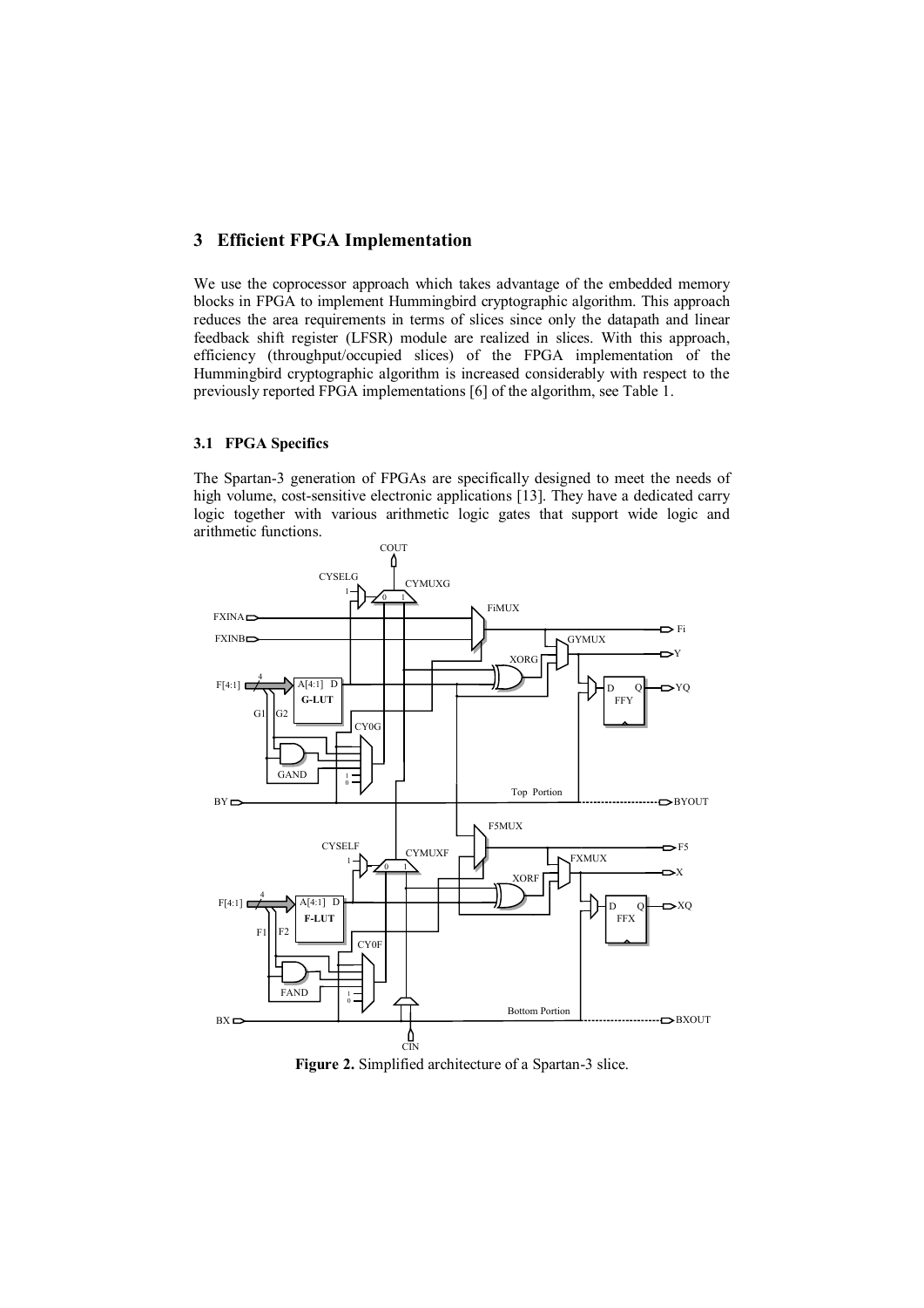## 3 Efficient FPGA Implementation

We use the coprocessor approach which takes advantage of the embedded memory blocks in FPGA to implement Hummingbird cryptographic algorithm. This approach reduces the area requirements in terms of slices since only the datapath and linear feedback shift register (LFSR) module are realized in slices. With this approach, efficiency (throughput/occupied slices) of the FPGA implementation of the Hummingbird cryptographic algorithm is increased considerably with respect to the previously reported FPGA implementations [6] of the algorithm, see Table 1.

### 3.1 FPGA Specifics

The Spartan-3 generation of FPGAs are specifically designed to meet the needs of high volume, cost-sensitive electronic applications [13]. They have a dedicated carry logic together with various arithmetic logic gates that support wide logic and arithmetic functions.

**Figure 2.** Simplified architecture of a Spartan-3 slice.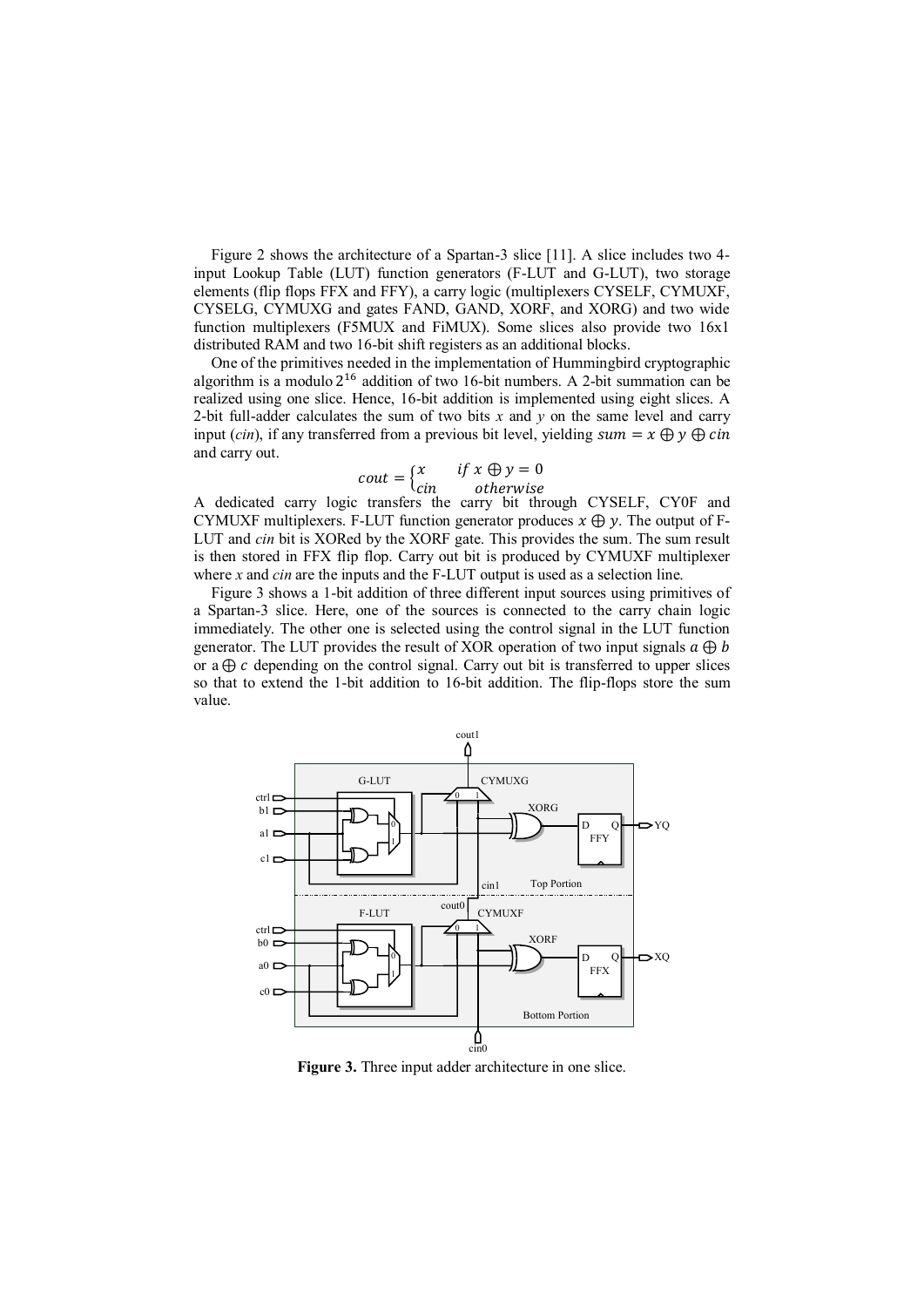Figure 2 shows the architecture of a Spartan-3 slice [11]. A slice includes two 4-input Lookup Table (LUT) function generators (F-LUT and G-LUT), two storage elements (flip flops FFX and FFY), a carry logic (multiplexers CYSELF, CYMUXF, CYSELG, CYMUXG and gates FAND, GAND, XORF, and XORG) and two wide function multiplexers (F5MUX and FiMUX). Some slices also provide two 16x1 distributed RAM and two 16-bit shift registers as an additional blocks.

One of the primitives needed in the implementation of Hummingbird cryptographic algorithm is a modulo $2^{16}$ addition of two 16-bit numbers. A 2-bit summation can be realized using one slice. Hence, 16-bit addition is implemented using eight slices. A 2-bit full-adder calculates the sum of two bits $x$ and $y$ on the same level and carry input (*cin*), if any transferred from a previous bit level, yielding $sum = x \oplus y \oplus cin$ and carry out.

$$cout = \begin{cases} x & if\ x \oplus y = 0 \\ cin & otherwise \end{cases}$$

A dedicated carry logic transfers the carry bit through CYSELF, CY0F and CYMUXF multiplexers. F-LUT function generator produces $x \oplus y$. The output of F-LUT and *cin* bit is XORed by the XORF gate. This provides the sum. The sum result is then stored in FFX flip flop. Carry out bit is produced by CYMUXF multiplexer where $x$ and $cin$ are the inputs and the F-LUT output is used as a selection line.

Figure 3 shows a 1-bit addition of three different input sources using primitives of a Spartan-3 slice. Here, one of the sources is connected to the carry chain logic immediately. The other one is selected using the control signal in the LUT function generator. The LUT provides the result of XOR operation of two input signals $a \oplus b$ or $a \oplus c$ depending on the control signal. Carry out bit is transferred to upper slices so that to extend the 1-bit addition to 16-bit addition. The flip-flops store the sum value.

**Figure 3.** Three input adder architecture in one slice.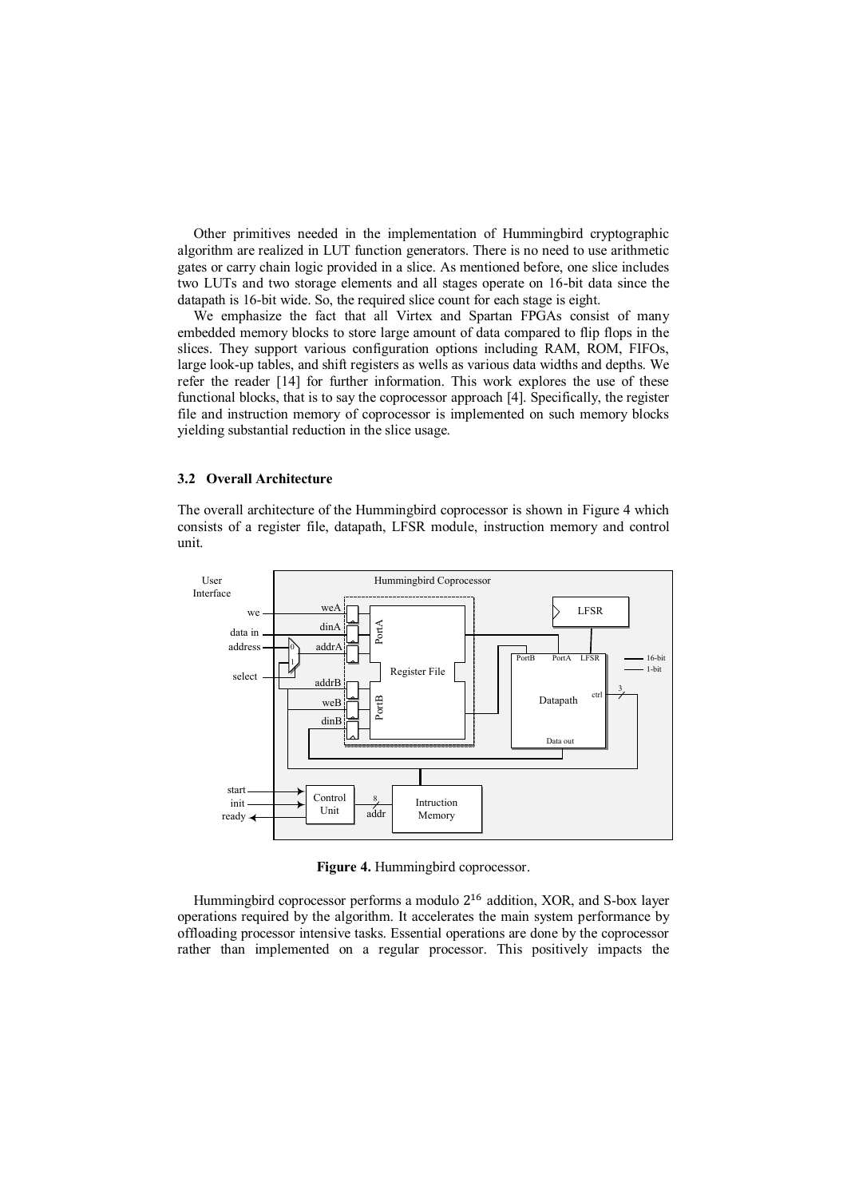Other primitives needed in the implementation of Hummingbird cryptographic algorithm are realized in LUT function generators. There is no need to use arithmetic gates or carry chain logic provided in a slice. As mentioned before, one slice includes two LUTs and two storage elements and all stages operate on 16-bit data since the datapath is 16-bit wide. So, the required slice count for each stage is eight.

We emphasize the fact that all Virtex and Spartan FPGAs consist of many embedded memory blocks to store large amount of data compared to flip flops in the slices. They support various configuration options including RAM, ROM, FIFOs, large look-up tables, and shift registers as wells as various data widths and depths. We refer the reader [14] for further information. This work explores the use of these functional blocks, that is to say the coprocessor approach [4]. Specifically, the register file and instruction memory of coprocessor is implemented on such memory blocks yielding substantial reduction in the slice usage.

### 3.2 Overall Architecture

The overall architecture of the Hummingbird coprocessor is shown in Figure 4 which consists of a register file, datapath, LFSR module, instruction memory and control unit.

**Figure 4.** Hummingbird coprocessor.

Hummingbird coprocessor performs a modulo $2^{16}$ addition, XOR, and S-box layer operations required by the algorithm. It accelerates the main system performance by offloading processor intensive tasks. Essential operations are done by the coprocessor rather than implemented on a regular processor. This positively impacts the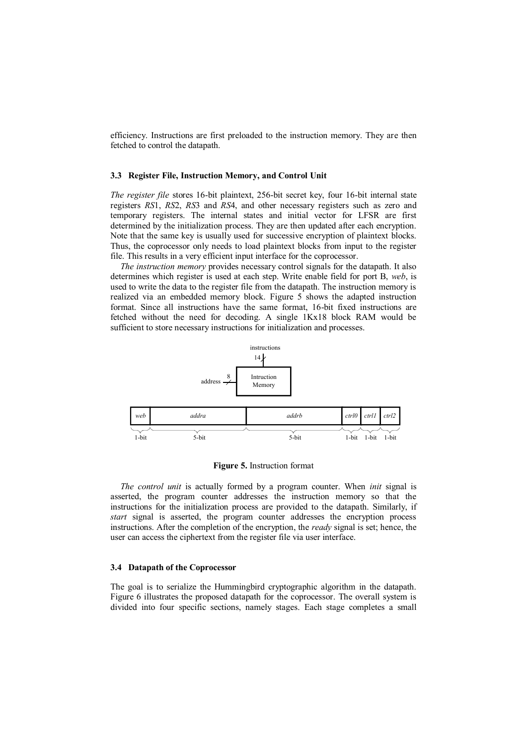efficiency. Instructions are first preloaded to the instruction memory. They are then fetched to control the datapath.

### 3.3 Register File, Instruction Memory, and Control Unit

*The register file* stores 16-bit plaintext, 256-bit secret key, four 16-bit internal state registers *RS*1, *RS*2, *RS*3 and *RS*4, and other necessary registers such as zero and temporary registers. The internal states and initial vector for LFSR are first determined by the initialization process. They are then updated after each encryption. Note that the same key is usually used for successive encryption of plaintext blocks. Thus, the coprocessor only needs to load plaintext blocks from input to the register file. This results in a very efficient input interface for the coprocessor.

*The instruction memory* provides necessary control signals for the datapath. It also determines which register is used at each step. Write enable field for port B, *web*, is used to write the data to the register file from the datapath. The instruction memory is realized via an embedded memory block. Figure 5 shows the adapted instruction format. Since all instructions have the same format, 16-bit fixed instructions are fetched without the need for decoding. A single 1Kx18 block RAM would be sufficient to store necessary instructions for initialization and processes.

| *web* | *addra* | *addrb* | *ctrl0* | *ctrl1* | *ctrl2* |
|---|---|---|---|---|---|
| 1-bit | 5-bit | 5-bit | 1-bit | 1-bit | 1-bit |

**Figure 5.** Instruction format

*The control unit* is actually formed by a program counter. When *init* signal is asserted, the program counter addresses the instruction memory so that the instructions for the initialization process are provided to the datapath. Similarly, if *start* signal is asserted, the program counter addresses the encryption process instructions. After the completion of the encryption, the *ready* signal is set; hence, the user can access the ciphertext from the register file via user interface.

### 3.4 Datapath of the Coprocessor

The goal is to serialize the Hummingbird cryptographic algorithm in the datapath. Figure 6 illustrates the proposed datapath for the coprocessor. The overall system is divided into four specific sections, namely stages. Each stage completes a small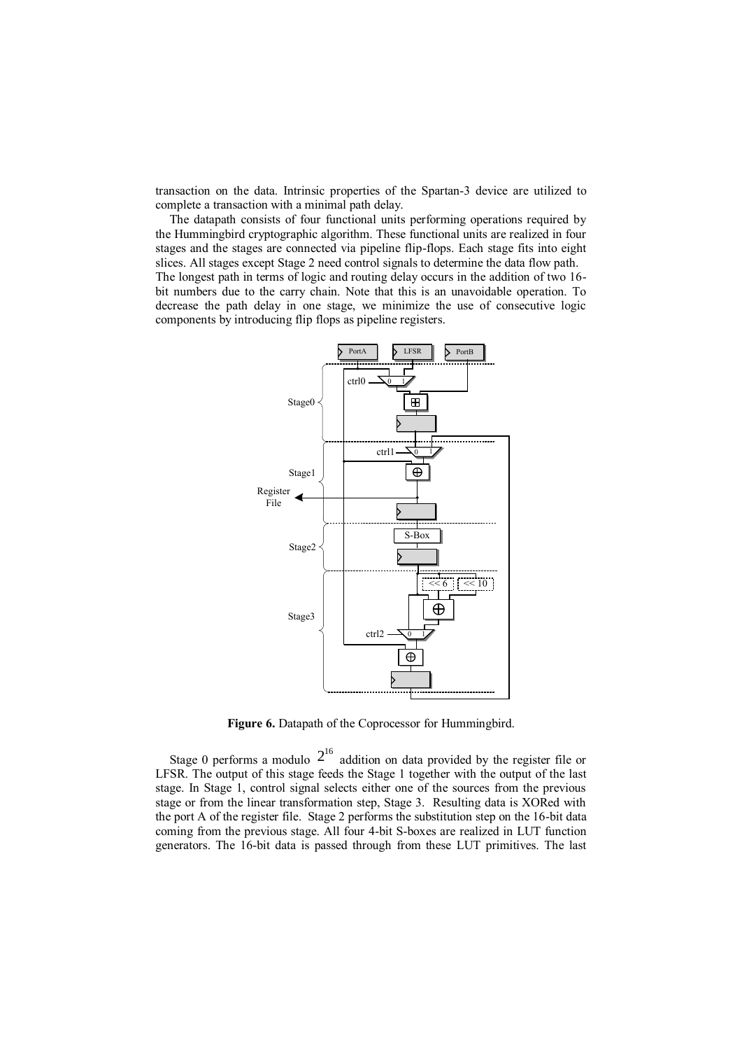transaction on the data. Intrinsic properties of the Spartan-3 device are utilized to complete a transaction with a minimal path delay.

The datapath consists of four functional units performing operations required by the Hummingbird cryptographic algorithm. These functional units are realized in four stages and the stages are connected via pipeline flip-flops. Each stage fits into eight slices. All stages except Stage 2 need control signals to determine the data flow path. The longest path in terms of logic and routing delay occurs in the addition of two 16-bit numbers due to the carry chain. Note that this is an unavoidable operation. To decrease the path delay in one stage, we minimize the use of consecutive logic components by introducing flip flops as pipeline registers.

**Figure 6.** Datapath of the Coprocessor for Hummingbird.

Stage 0 performs a modulo $2^{16}$ addition on data provided by the register file or LFSR. The output of this stage feeds the Stage 1 together with the output of the last stage. In Stage 1, control signal selects either one of the sources from the previous stage or from the linear transformation step, Stage 3. Resulting data is XORed with the port A of the register file. Stage 2 performs the substitution step on the 16-bit data coming from the previous stage. All four 4-bit S-boxes are realized in LUT function generators. The 16-bit data is passed through from these LUT primitives. The last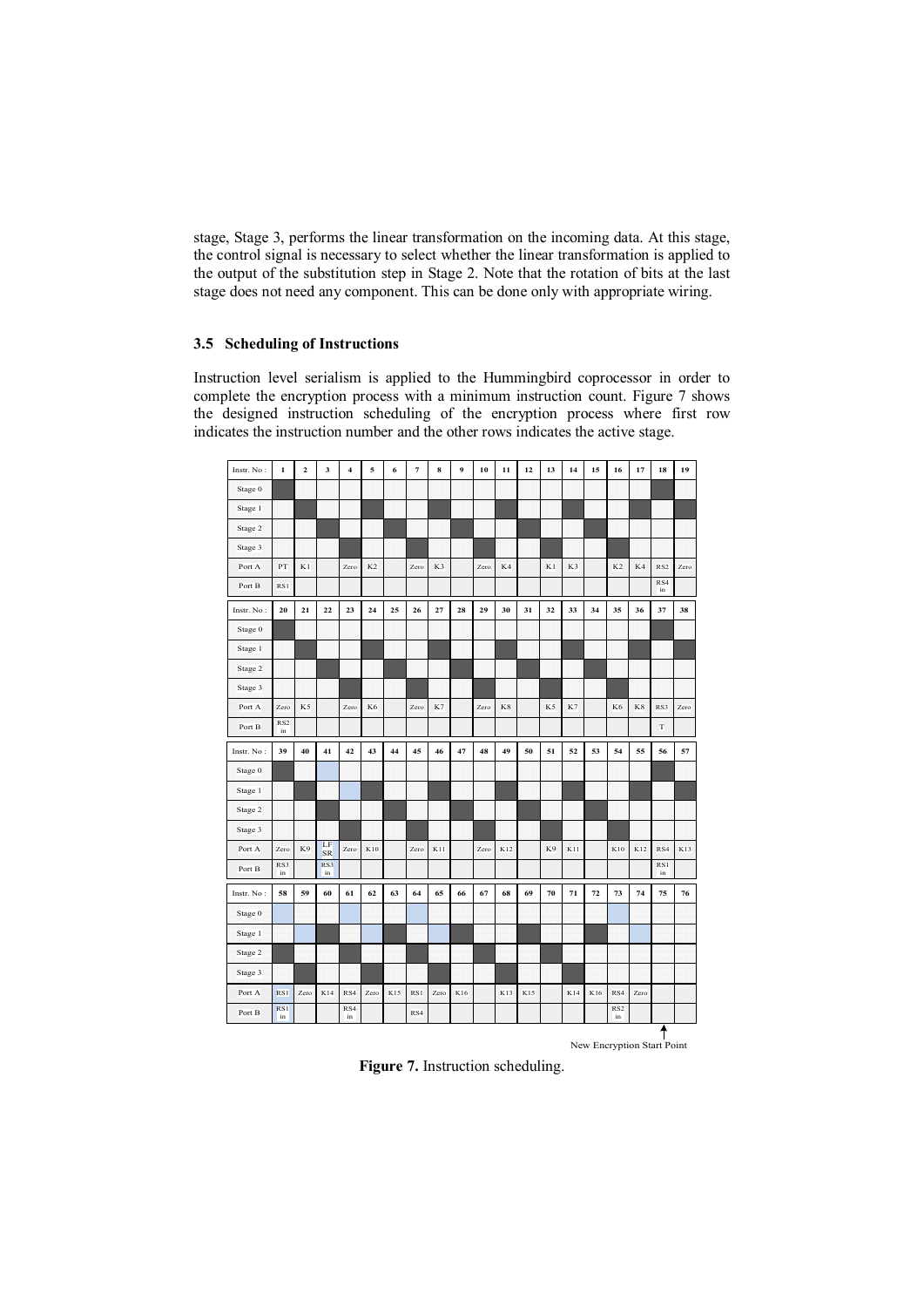stage, Stage 3, performs the linear transformation on the incoming data. At this stage, the control signal is necessary to select whether the linear transformation is applied to the output of the substitution step in Stage 2. Note that the rotation of bits at the last stage does not need any component. This can be done only with appropriate wiring.

### 3.5 Scheduling of Instructions

Instruction level serialism is applied to the Hummingbird coprocessor in order to complete the encryption process with a minimum instruction count. Figure 7 shows the designed instruction scheduling of the encryption process where first row indicates the instruction number and the other rows indicates the active stage.

| Instr. No : | 1 | 2 | 3 | 4 | 5 | 6 | 7 | 8 | 9 | 10 | 11 | 12 | 13 | 14 | 15 | 16 | 17 | 18 | 19 |
|---|---|---|---|---|---|---|---|---|---|---|---|---|---|---|---|---|---|---|---|
| Stage 0 | ■ | | | | | | | | | | | | | | | | | ■ | |
| Stage 1 | | ■ | | | ■ | | | ■ | | | ■ | | | ■ | | | ■ | | ■ |
| Stage 2 | | | ■ | | | ■ | | | ■ | | | ■ | | | ■ | | | | |
| Stage 3 | | | | ■ | | | ■ | | | ■ | | | ■ | | | ■ | | | |
| Port A | PT | K1 | | Zero | K2 | | Zero | K3 | | Zero | K4 | | K1 | K3 | | K2 | K4 | RS2 | Zero |
| Port B | RS1 | | | | | | | | | | | | | | | | | RS4 in | |

| Instr. No : | 20 | 21 | 22 | 23 | 24 | 25 | 26 | 27 | 28 | 29 | 30 | 31 | 32 | 33 | 34 | 35 | 36 | 37 | 38 |
|---|---|---|---|---|---|---|---|---|---|---|---|---|---|---|---|---|---|---|---|
| Stage 0 | ■ | | | | | | | | | | | | | | | | | ■ | |
| Stage 1 | | ■ | | | ■ | | | ■ | | | ■ | | | ■ | | | ■ | | ■ |
| Stage 2 | | | ■ | | | ■ | | | ■ | | | ■ | | | ■ | | | | |
| Stage 3 | | | | ■ | | | ■ | | | ■ | | | ■ | | | ■ | | | |
| Port A | Zero | K5 | | Zero | K6 | | Zero | K7 | | Zero | K8 | | K5 | K7 | | K6 | K8 | RS3 | Zero |
| Port B | RS2 in | | | | | | | | | | | | | | | | | T | |

| Instr. No : | 39 | 40 | 41 | 42 | 43 | 44 | 45 | 46 | 47 | 48 | 49 | 50 | 51 | 52 | 53 | 54 | 55 | 56 | 57 |
|---|---|---|---|---|---|---|---|---|---|---|---|---|---|---|---|---|---|---|---|
| Stage 0 | ■ | | □ | | | | | | | | | | | | | | | ■ | |
| Stage 1 | | ■ | | □ | ■ | | | ■ | | | ■ | | | ■ | | | ■ | | ■ |
| Stage 2 | | | ■ | | | ■ | | | ■ | | | ■ | | | ■ | | | | |
| Stage 3 | | | | ■ | | | ■ | | | ■ | | | ■ | | | ■ | | | |
| Port A | Zero | K9 | LFSR | Zero | K10 | | Zero | K11 | | Zero | K12 | | K9 | K11 | | K10 | K12 | RS4 | K13 |
| Port B | RS3 in | | RS3 in | | | | | | | | | | | | | | | RS1 in | |

| Instr. No : | 58 | 59 | 60 | 61 | 62 | 63 | 64 | 65 | 66 | 67 | 68 | 69 | 70 | 71 | 72 | 73 | 74 | 75 | 76 |
|---|---|---|---|---|---|---|---|---|---|---|---|---|---|---|---|---|---|---|---|
| Stage 0 | □ | | | □ | | | □ | | | | | | | | | □ | | | |
| Stage 1 | | □ | ■ | | □ | ■ | | □ | ■ | | | ■ | | | ■ | | □ | | |
| Stage 2 | ■ | | | ■ | | | ■ | | | ■ | | | ■ | | | | | | |
| Stage 3 | | ■ | | | ■ | | | ■ | | | ■ | | | ■ | | | | | |
| Port A | RS1 | Zero | K14 | RS4 | Zero | K15 | RS1 | Zero | K16 | | K13 | K15 | | K14 | K16 | RS4 | Zero | | |
| Port B | RS1 in | | | RS4 in | | | RS4 | | | | | | | | | RS2 in | | | |

New Encryption Start Point (at instruction 75)

**Figure 7.** Instruction scheduling.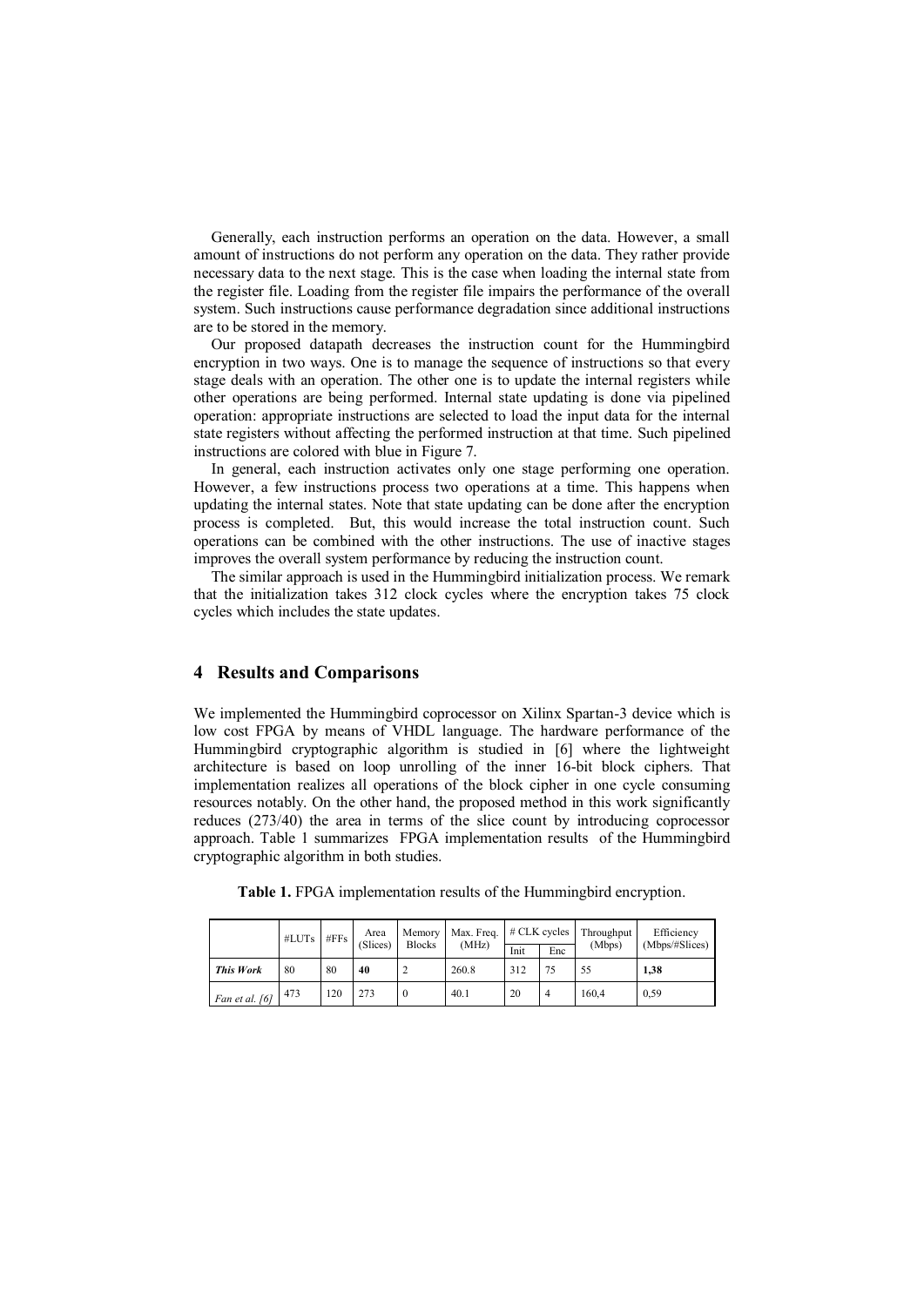Generally, each instruction performs an operation on the data. However, a small amount of instructions do not perform any operation on the data. They rather provide necessary data to the next stage. This is the case when loading the internal state from the register file. Loading from the register file impairs the performance of the overall system. Such instructions cause performance degradation since additional instructions are to be stored in the memory.

Our proposed datapath decreases the instruction count for the Hummingbird encryption in two ways. One is to manage the sequence of instructions so that every stage deals with an operation. The other one is to update the internal registers while other operations are being performed. Internal state updating is done via pipelined operation: appropriate instructions are selected to load the input data for the internal state registers without affecting the performed instruction at that time. Such pipelined instructions are colored with blue in Figure 7.

In general, each instruction activates only one stage performing one operation. However, a few instructions process two operations at a time. This happens when updating the internal states. Note that state updating can be done after the encryption process is completed. But, this would increase the total instruction count. Such operations can be combined with the other instructions. The use of inactive stages improves the overall system performance by reducing the instruction count.

The similar approach is used in the Hummingbird initialization process. We remark that the initialization takes 312 clock cycles where the encryption takes 75 clock cycles which includes the state updates.

## 4 Results and Comparisons

We implemented the Hummingbird coprocessor on Xilinx Spartan-3 device which is low cost FPGA by means of VHDL language. The hardware performance of the Hummingbird cryptographic algorithm is studied in [6] where the lightweight architecture is based on loop unrolling of the inner 16-bit block ciphers. That implementation realizes all operations of the block cipher in one cycle consuming resources notably. On the other hand, the proposed method in this work significantly reduces (273/40) the area in terms of the slice count by introducing coprocessor approach. Table 1 summarizes FPGA implementation results of the Hummingbird cryptographic algorithm in both studies.

**Table 1.** FPGA implementation results of the Hummingbird encryption.

| | #LUTs | #FFs | Area (Slices) | Memory Blocks | Max. Freq. (MHz) | # CLK cycles | | Throughput (Mbps) | Efficiency (Mbps/#Slices) |
|---|---|---|---|---|---|---|---|---|---|
| | | | | | | Init | Enc | | |
| ***This Work*** | 80 | 80 | **40** | 2 | 260.8 | 312 | 75 | 55 | **1,38** |
| *Fan et al. [6]* | 473 | 120 | 273 | 0 | 40.1 | 20 | 4 | 160,4 | 0,59 |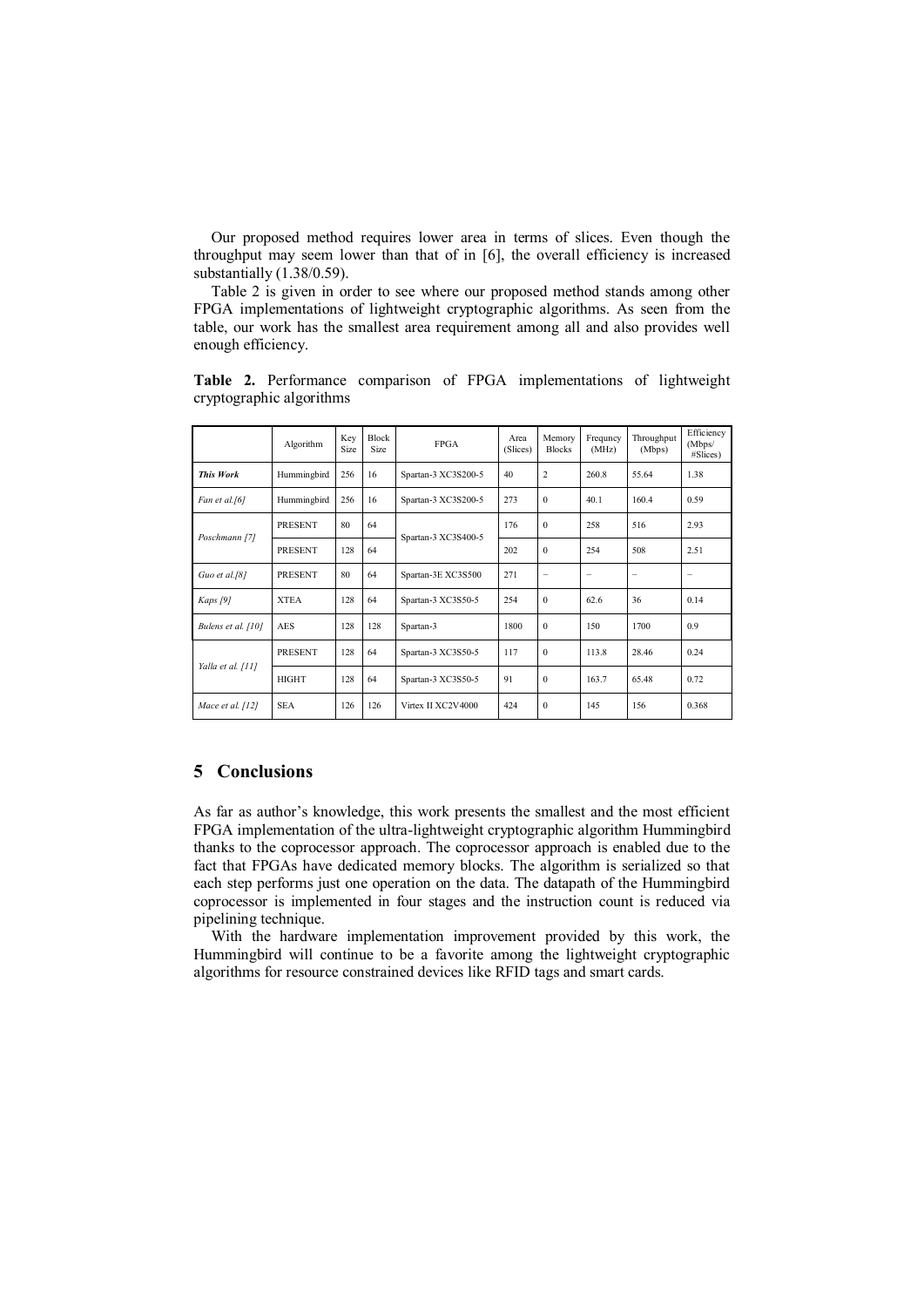Our proposed method requires lower area in terms of slices. Even though the throughput may seem lower than that of in [6], the overall efficiency is increased substantially (1.38/0.59).

Table 2 is given in order to see where our proposed method stands among other FPGA implementations of lightweight cryptographic algorithms. As seen from the table, our work has the smallest area requirement among all and also provides well enough efficiency.

**Table 2.** Performance comparison of FPGA implementations of lightweight cryptographic algorithms

| | Algorithm | Key Size | Block Size | FPGA | Area (Slices) | Memory Blocks | Frequncy (MHz) | Throughput (Mbps) | Efficiency (Mbps/ #Slices) |
|---|---|---|---|---|---|---|---|---|---|
| ***This Work*** | Hummingbird | 256 | 16 | Spartan-3 XC3S200-5 | 40 | 2 | 260.8 | 55.64 | 1.38 |
| *Fan et al.[6]* | Hummingbird | 256 | 16 | Spartan-3 XC3S200-5 | 273 | 0 | 40.1 | 160.4 | 0.59 |
| *Poschmann [7]* | PRESENT | 80 | 64 | Spartan-3 XC3S400-5 | 176 | 0 | 258 | 516 | 2.93 |
| | PRESENT | 128 | 64 | | 202 | 0 | 254 | 508 | 2.51 |
| *Guo et al.[8]* | PRESENT | 80 | 64 | Spartan-3E XC3S500 | 271 | – | – | – | – |
| *Kaps [9]* | XTEA | 128 | 64 | Spartan-3 XC3S50-5 | 254 | 0 | 62.6 | 36 | 0.14 |
| *Bulens et al. [10]* | AES | 128 | 128 | Spartan-3 | 1800 | 0 | 150 | 1700 | 0.9 |
| *Yalla et al. [11]* | PRESENT | 128 | 64 | Spartan-3 XC3S50-5 | 117 | 0 | 113.8 | 28.46 | 0.24 |
| | HIGHT | 128 | 64 | Spartan-3 XC3S50-5 | 91 | 0 | 163.7 | 65.48 | 0.72 |
| *Mace et al. [12]* | SEA | 126 | 126 | Virtex II XC2V4000 | 424 | 0 | 145 | 156 | 0.368 |

## 5 Conclusions

As far as author's knowledge, this work presents the smallest and the most efficient FPGA implementation of the ultra-lightweight cryptographic algorithm Hummingbird thanks to the coprocessor approach. The coprocessor approach is enabled due to the fact that FPGAs have dedicated memory blocks. The algorithm is serialized so that each step performs just one operation on the data. The datapath of the Hummingbird coprocessor is implemented in four stages and the instruction count is reduced via pipelining technique.

With the hardware implementation improvement provided by this work, the Hummingbird will continue to be a favorite among the lightweight cryptographic algorithms for resource constrained devices like RFID tags and smart cards.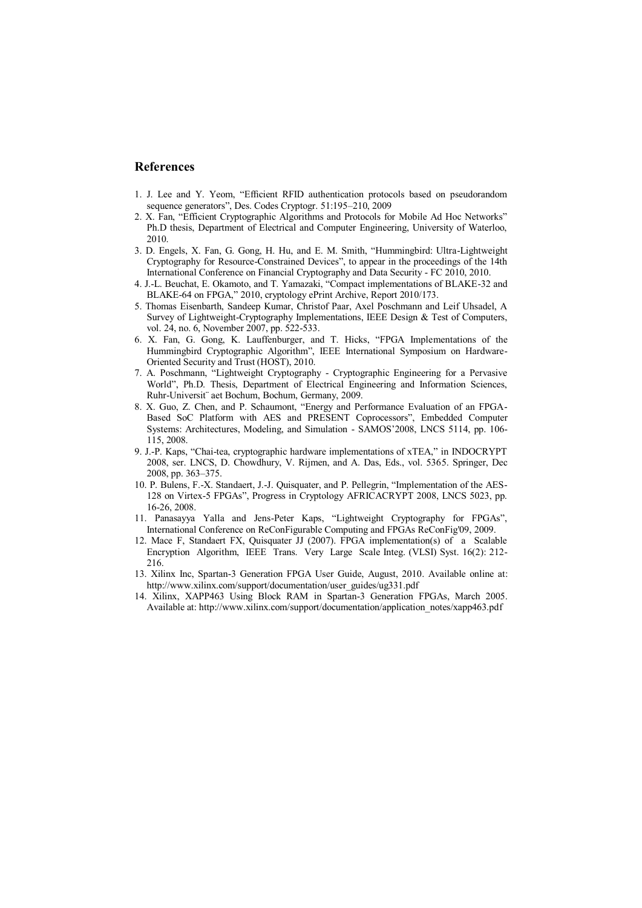## References

1. J. Lee and Y. Yeom, "Efficient RFID authentication protocols based on pseudorandom sequence generators", Des. Codes Cryptogr. 51:195–210, 2009
2. X. Fan, "Efficient Cryptographic Algorithms and Protocols for Mobile Ad Hoc Networks" Ph.D thesis, Department of Electrical and Computer Engineering, University of Waterloo, 2010.
3. D. Engels, X. Fan, G. Gong, H. Hu, and E. M. Smith, "Hummingbird: Ultra-Lightweight Cryptography for Resource-Constrained Devices", to appear in the proceedings of the 14th International Conference on Financial Cryptography and Data Security - FC 2010, 2010.
4. J.-L. Beuchat, E. Okamoto, and T. Yamazaki, "Compact implementations of BLAKE-32 and BLAKE-64 on FPGA," 2010, cryptology ePrint Archive, Report 2010/173.
5. Thomas Eisenbarth, Sandeep Kumar, Christof Paar, Axel Poschmann and Leif Uhsadel, A Survey of Lightweight-Cryptography Implementations, IEEE Design & Test of Computers, vol. 24, no. 6, November 2007, pp. 522-533.
6. X. Fan, G. Gong, K. Lauffenburger, and T. Hicks, "FPGA Implementations of the Hummingbird Cryptographic Algorithm", IEEE International Symposium on Hardware-Oriented Security and Trust (HOST), 2010.
7. A. Poschmann, "Lightweight Cryptography - Cryptographic Engineering for a Pervasive World", Ph.D. Thesis, Department of Electrical Engineering and Information Sciences, Ruhr-Universit¨ aet Bochum, Bochum, Germany, 2009.
8. X. Guo, Z. Chen, and P. Schaumont, "Energy and Performance Evaluation of an FPGA-Based SoC Platform with AES and PRESENT Coprocessors", Embedded Computer Systems: Architectures, Modeling, and Simulation - SAMOS'2008, LNCS 5114, pp. 106-115, 2008.
9. J.-P. Kaps, "Chai-tea, cryptographic hardware implementations of xTEA," in INDOCRYPT 2008, ser. LNCS, D. Chowdhury, V. Rijmen, and A. Das, Eds., vol. 5365. Springer, Dec 2008, pp. 363–375.
10. P. Bulens, F.-X. Standaert, J.-J. Quisquater, and P. Pellegrin, "Implementation of the AES-128 on Virtex-5 FPGAs", Progress in Cryptology AFRICACRYPT 2008, LNCS 5023, pp. 16-26, 2008.
11. Panasayya Yalla and Jens-Peter Kaps, "Lightweight Cryptography for FPGAs", International Conference on ReConFigurable Computing and FPGAs ReConFig'09, 2009.
12. Mace F, Standaert FX, Quisquater JJ (2007). FPGA implementation(s) of a Scalable Encryption Algorithm, IEEE Trans. Very Large Scale Integ. (VLSI) Syst. 16(2): 212-216.
13. Xilinx Inc, Spartan-3 Generation FPGA User Guide, August, 2010. Available online at: http://www.xilinx.com/support/documentation/user_guides/ug331.pdf
14. Xilinx, XAPP463 Using Block RAM in Spartan-3 Generation FPGAs, March 2005. Available at: http://www.xilinx.com/support/documentation/application_notes/xapp463.pdf